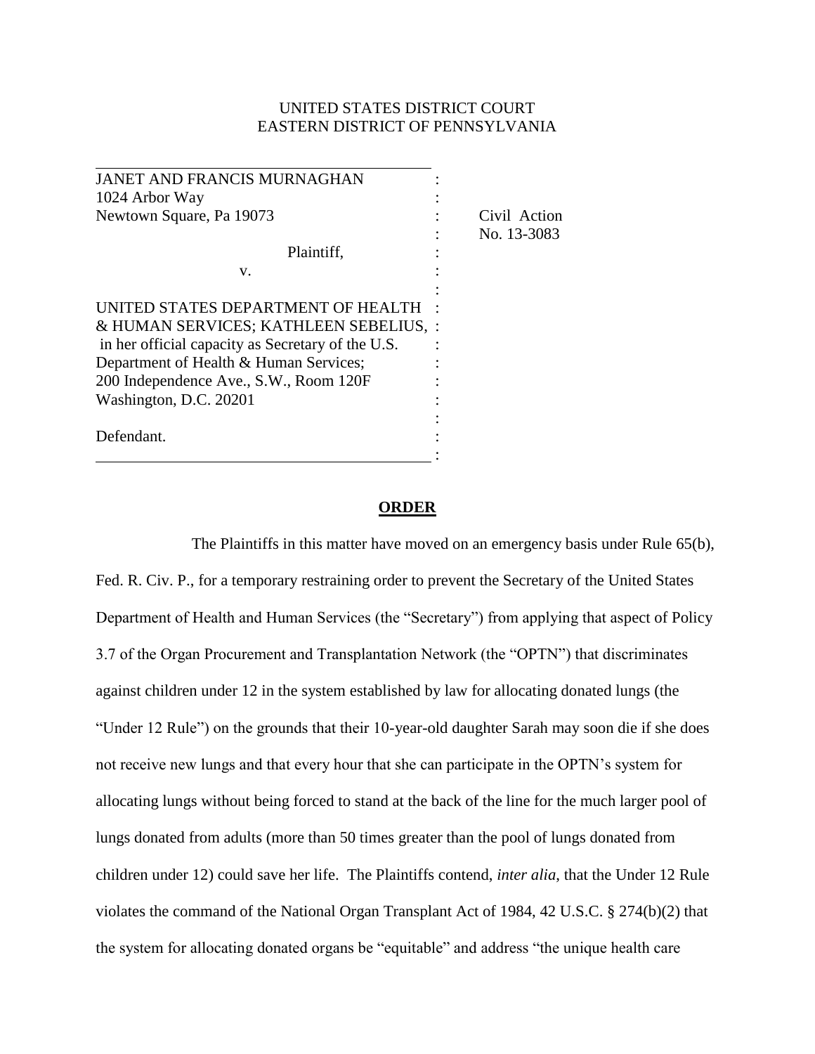UNITED STATES DISTRICT COURT
EASTERN DISTRICT OF PENNSYLVANIA

| | | |
|---|---|---|
| JANET AND FRANCIS MURNAGHAN<br>1024 Arbor Way<br>Newtown Square, Pa 19073<br><br>Plaintiff,<br><br>v.<br><br>UNITED STATES DEPARTMENT OF HEALTH & HUMAN SERVICES; KATHLEEN SEBELIUS, in her official capacity as Secretary of the U.S. Department of Health & Human Services;<br>200 Independence Ave., S.W., Room 120F<br>Washington, D.C. 20201<br><br>Defendant. | : | Civil Action<br>No. 13-3083 |

## ORDER

The Plaintiffs in this matter have moved on an emergency basis under Rule 65(b), Fed. R. Civ. P., for a temporary restraining order to prevent the Secretary of the United States Department of Health and Human Services (the "Secretary") from applying that aspect of Policy 3.7 of the Organ Procurement and Transplantation Network (the "OPTN") that discriminates against children under 12 in the system established by law for allocating donated lungs (the "Under 12 Rule") on the grounds that their 10-year-old daughter Sarah may soon die if she does not receive new lungs and that every hour that she can participate in the OPTN's system for allocating lungs without being forced to stand at the back of the line for the much larger pool of lungs donated from adults (more than 50 times greater than the pool of lungs donated from children under 12) could save her life. The Plaintiffs contend, *inter alia*, that the Under 12 Rule violates the command of the National Organ Transplant Act of 1984, 42 U.S.C. § 274(b)(2) that the system for allocating donated organs be "equitable" and address "the unique health care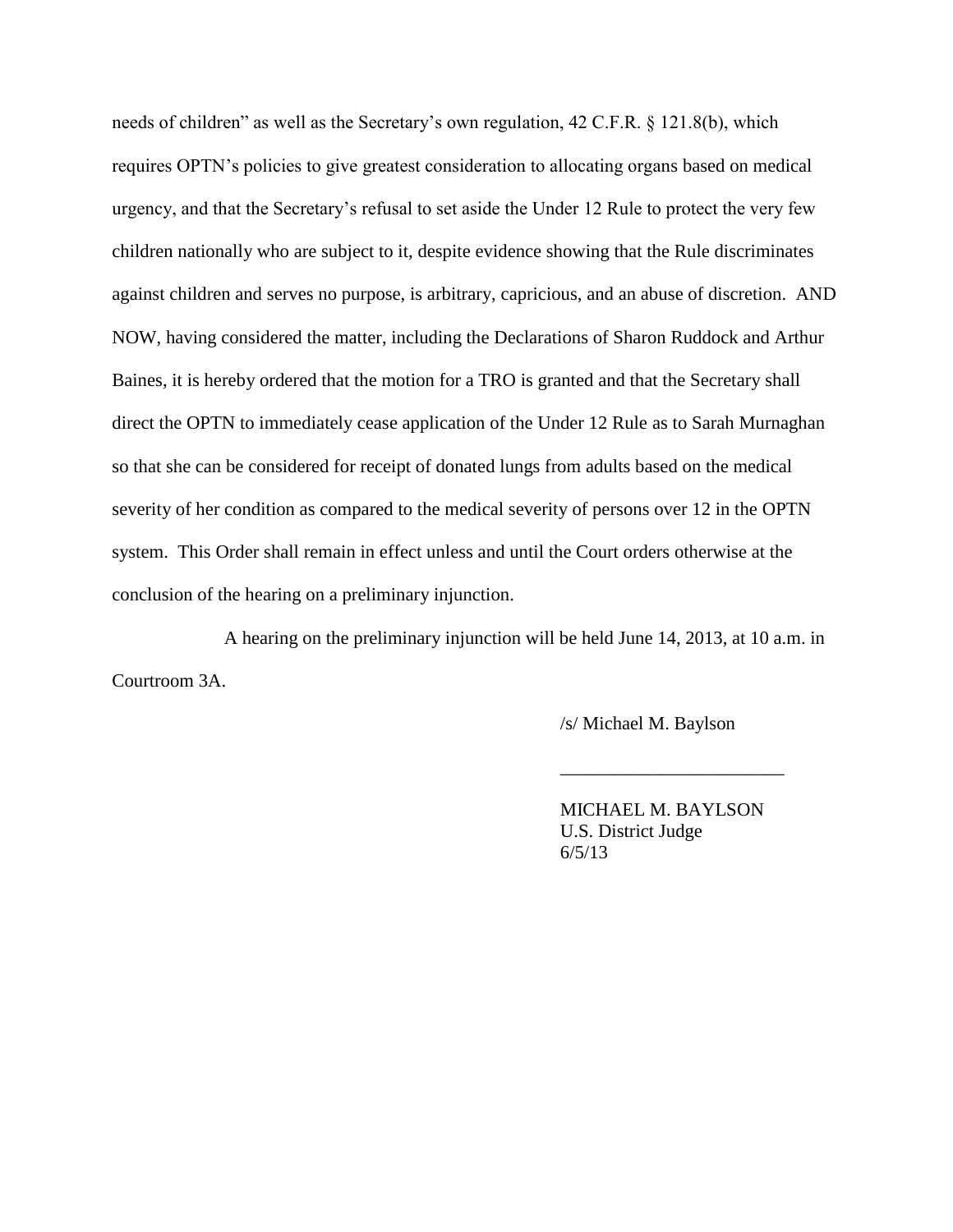needs of children" as well as the Secretary's own regulation, 42 C.F.R. § 121.8(b), which requires OPTN's policies to give greatest consideration to allocating organs based on medical urgency, and that the Secretary's refusal to set aside the Under 12 Rule to protect the very few children nationally who are subject to it, despite evidence showing that the Rule discriminates against children and serves no purpose, is arbitrary, capricious, and an abuse of discretion. AND NOW, having considered the matter, including the Declarations of Sharon Ruddock and Arthur Baines, it is hereby ordered that the motion for a TRO is granted and that the Secretary shall direct the OPTN to immediately cease application of the Under 12 Rule as to Sarah Murnaghan so that she can be considered for receipt of donated lungs from adults based on the medical severity of her condition as compared to the medical severity of persons over 12 in the OPTN system. This Order shall remain in effect unless and until the Court orders otherwise at the conclusion of the hearing on a preliminary injunction.

A hearing on the preliminary injunction will be held June 14, 2013, at 10 a.m. in Courtroom 3A.

/s/ Michael M. Baylson

\_\_\_\_\_\_\_\_\_\_\_\_\_\_\_\_\_\_\_\_\_\_\_\_

MICHAEL M. BAYLSON
U.S. District Judge
6/5/13